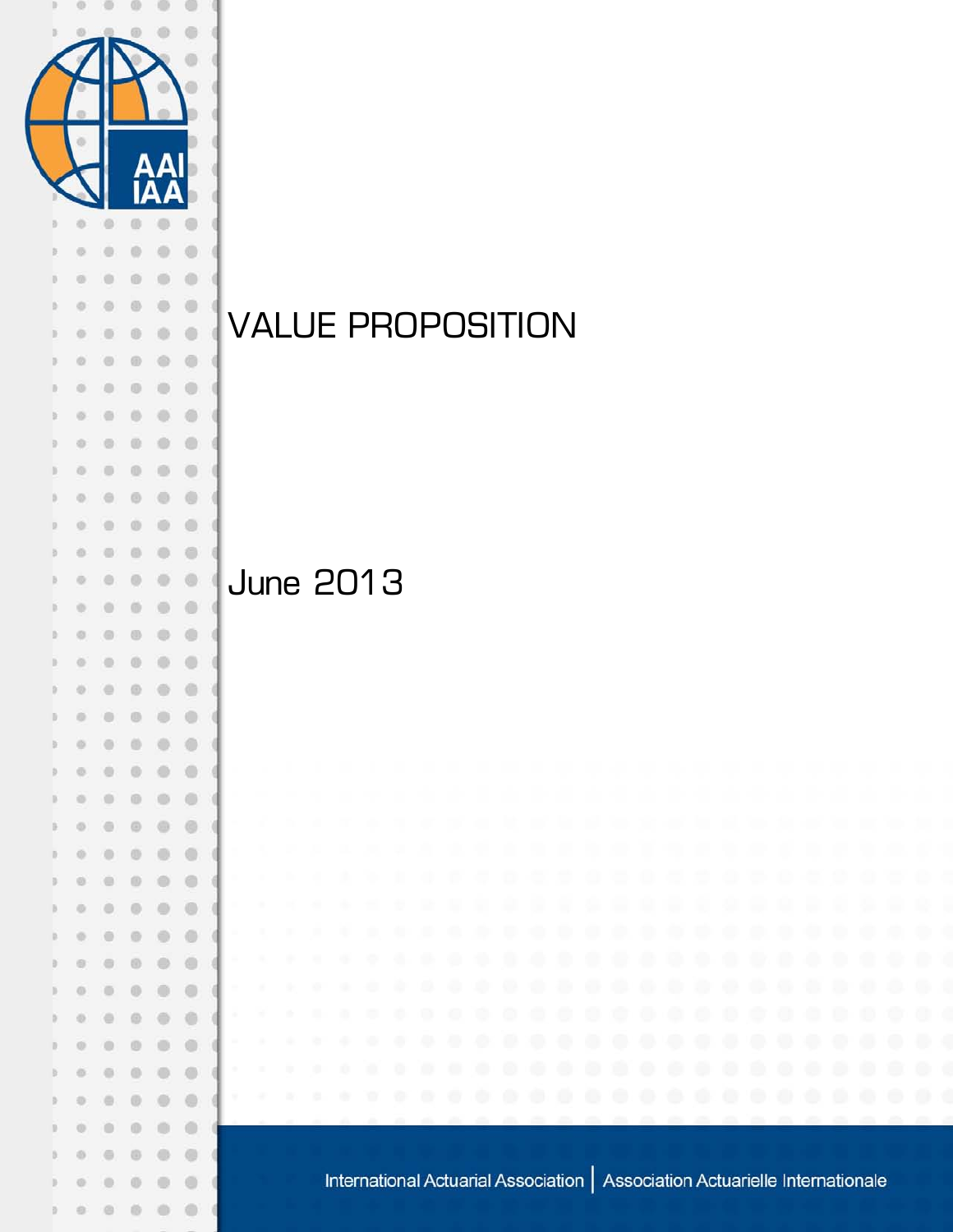# VALUE PROPOSITION

June 2013

International Actuarial Association | Association Actuarielle Internationale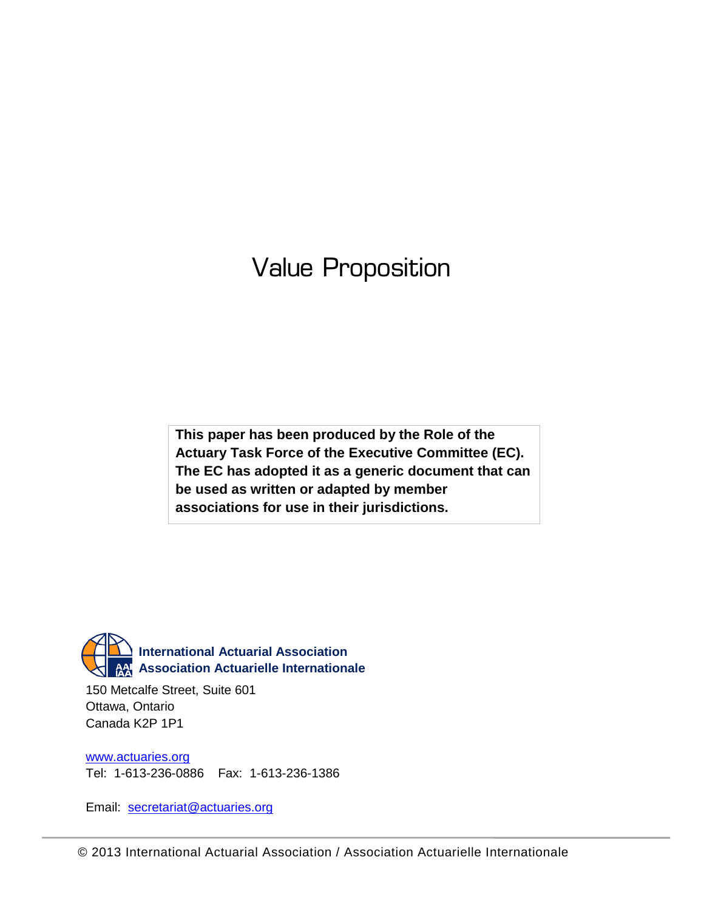# Value Proposition

**This paper has been produced by the Role of the Actuary Task Force of the Executive Committee (EC). The EC has adopted it as a generic document that can be used as written or adapted by member associations for use in their jurisdictions.**

**International Actuarial Association**
**Association Actuarielle Internationale**

150 Metcalfe Street, Suite 601
Ottawa, Ontario
Canada K2P 1P1

www.actuaries.org
Tel: 1-613-236-0886 Fax: 1-613-236-1386

Email: secretariat@actuaries.org

© 2013 International Actuarial Association / Association Actuarielle Internationale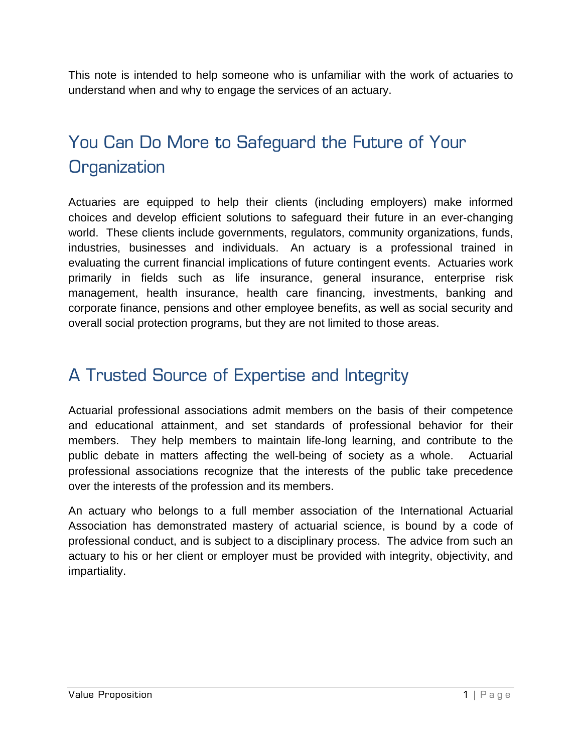This note is intended to help someone who is unfamiliar with the work of actuaries to understand when and why to engage the services of an actuary.

## You Can Do More to Safeguard the Future of Your Organization

Actuaries are equipped to help their clients (including employers) make informed choices and develop efficient solutions to safeguard their future in an ever-changing world. These clients include governments, regulators, community organizations, funds, industries, businesses and individuals. An actuary is a professional trained in evaluating the current financial implications of future contingent events. Actuaries work primarily in fields such as life insurance, general insurance, enterprise risk management, health insurance, health care financing, investments, banking and corporate finance, pensions and other employee benefits, as well as social security and overall social protection programs, but they are not limited to those areas.

## A Trusted Source of Expertise and Integrity

Actuarial professional associations admit members on the basis of their competence and educational attainment, and set standards of professional behavior for their members. They help members to maintain life-long learning, and contribute to the public debate in matters affecting the well-being of society as a whole. Actuarial professional associations recognize that the interests of the public take precedence over the interests of the profession and its members.

An actuary who belongs to a full member association of the International Actuarial Association has demonstrated mastery of actuarial science, is bound by a code of professional conduct, and is subject to a disciplinary process. The advice from such an actuary to his or her client or employer must be provided with integrity, objectivity, and impartiality.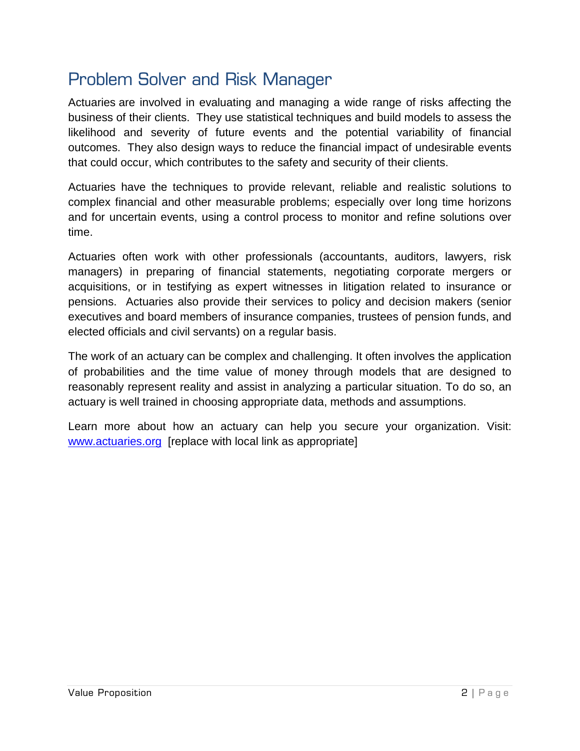## Problem Solver and Risk Manager

Actuaries are involved in evaluating and managing a wide range of risks affecting the business of their clients. They use statistical techniques and build models to assess the likelihood and severity of future events and the potential variability of financial outcomes. They also design ways to reduce the financial impact of undesirable events that could occur, which contributes to the safety and security of their clients.

Actuaries have the techniques to provide relevant, reliable and realistic solutions to complex financial and other measurable problems; especially over long time horizons and for uncertain events, using a control process to monitor and refine solutions over time.

Actuaries often work with other professionals (accountants, auditors, lawyers, risk managers) in preparing of financial statements, negotiating corporate mergers or acquisitions, or in testifying as expert witnesses in litigation related to insurance or pensions. Actuaries also provide their services to policy and decision makers (senior executives and board members of insurance companies, trustees of pension funds, and elected officials and civil servants) on a regular basis.

The work of an actuary can be complex and challenging. It often involves the application of probabilities and the time value of money through models that are designed to reasonably represent reality and assist in analyzing a particular situation. To do so, an actuary is well trained in choosing appropriate data, methods and assumptions.

Learn more about how an actuary can help you secure your organization. Visit: [www.actuaries.org](http://www.actuaries.org) [replace with local link as appropriate]